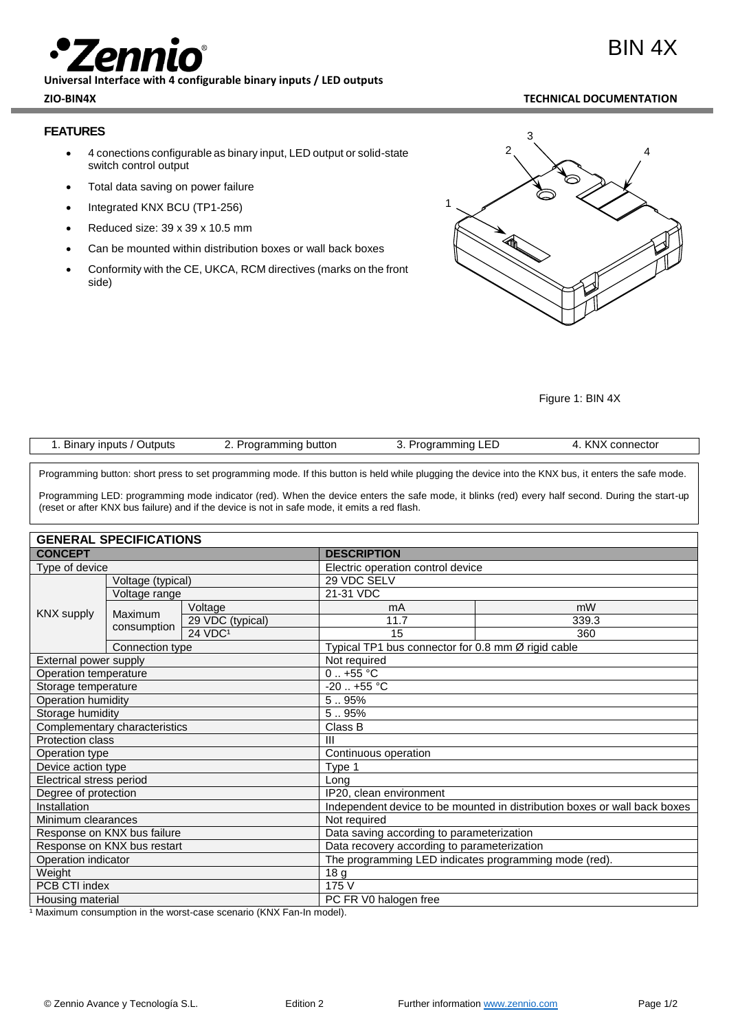# BIN 4X

**Universal Interface with 4 configurable binary inputs / LED outputs**

**ZIO-BIN4X** **TECHNICAL DOCUMENTATION**

## FEATURES

- 4 conections configurable as binary input, LED output or solid-state switch control output
- Total data saving on power failure
- Integrated KNX BCU (TP1-256)
- Reduced size: 39 x 39 x 10.5 mm
- Can be mounted within distribution boxes or wall back boxes
- Conformity with the CE, UKCA, RCM directives (marks on the front side)

Figure 1: BIN 4X

| 1. Binary inputs / Outputs | 2. Programming button | 3. Programming LED | 4. KNX connector |
|---|---|---|---|

Programming button: short press to set programming mode. If this button is held while plugging the device into the KNX bus, it enters the safe mode.

Programming LED: programming mode indicator (red). When the device enters the safe mode, it blinks (red) every half second. During the start-up (reset or after KNX bus failure) and if the device is not in safe mode, it emits a red flash.

## GENERAL SPECIFICATIONS

| CONCEPT | | | DESCRIPTION | |
|---|---|---|---|---|
| Type of device | | | Electric operation control device | |
| KNX supply | Voltage (typical) | | 29 VDC SELV | |
| | Voltage range | | 21-31 VDC | |
| | Maximum consumption | Voltage | mA | mW |
| | | 29 VDC (typical) | 11.7 | 339.3 |
| | | 24 VDC[1] | 15 | 360 |
| | Connection type | | Typical TP1 bus connector for 0.8 mm Ø rigid cable | |
| External power supply | | | Not required | |
| Operation temperature | | | 0 .. +55 °C | |
| Storage temperature | | | -20 .. +55 °C | |
| Operation humidity | | | 5 .. 95% | |
| Storage humidity | | | 5 .. 95% | |
| Complementary characteristics | | | Class B | |
| Protection class | | | III | |
| Operation type | | | Continuous operation | |
| Device action type | | | Type 1 | |
| Electrical stress period | | | Long | |
| Degree of protection | | | IP20, clean environment | |
| Installation | | | Independent device to be mounted in distribution boxes or wall back boxes | |
| Minimum clearances | | | Not required | |
| Response on KNX bus failure | | | Data saving according to parameterization | |
| Response on KNX bus restart | | | Data recovery according to parameterization | |
| Operation indicator | | | The programming LED indicates programming mode (red). | |
| Weight | | | 18 g | |
| PCB CTI index | | | 175 V | |
| Housing material | | | PC FR V0 halogen free | |

[1] Maximum consumption in the worst-case scenario (KNX Fan-In model).

© Zennio Avance y Tecnología S.L. Edition 2 Further information www.zennio.com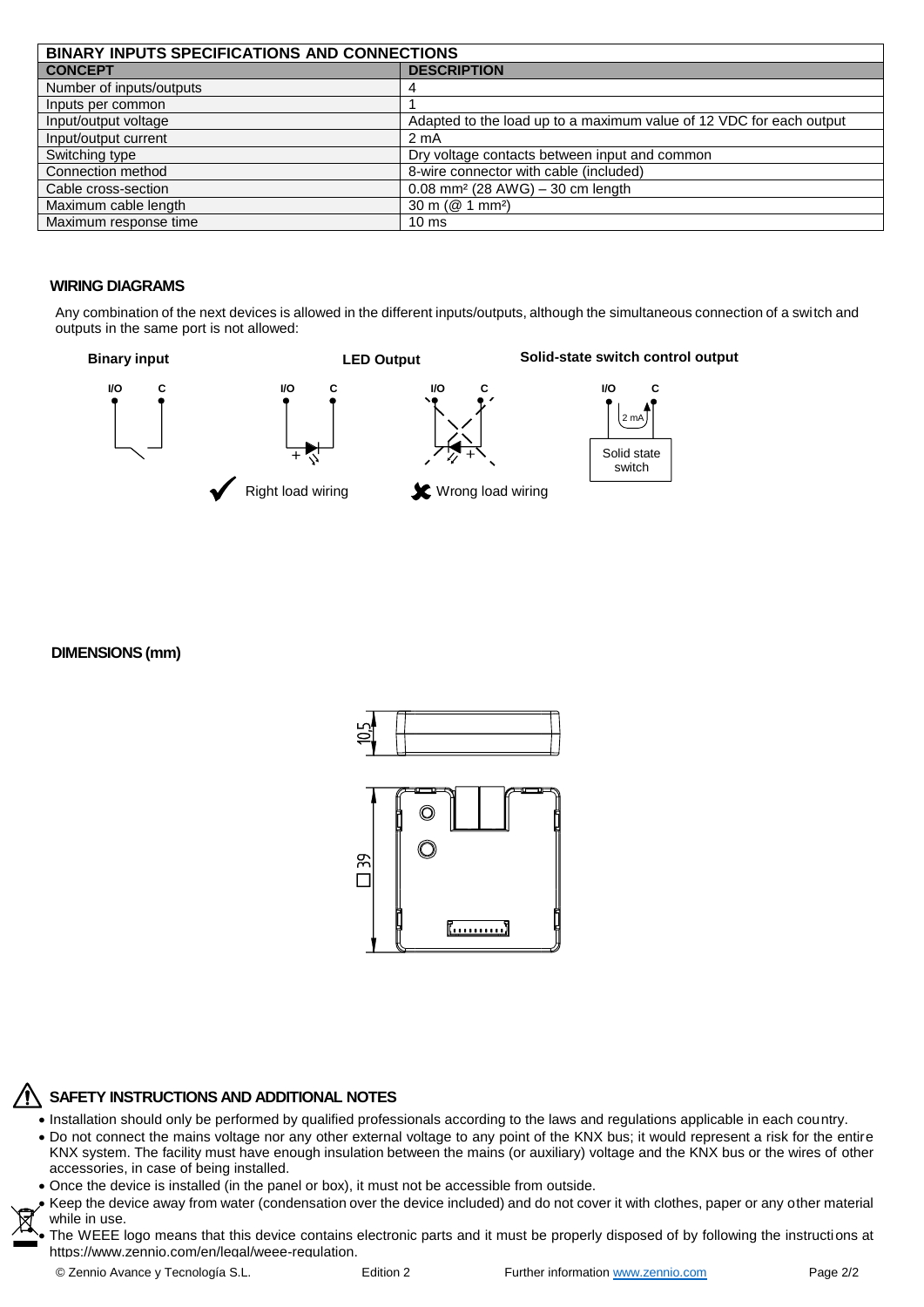| BINARY INPUTS SPECIFICATIONS AND CONNECTIONS | |
|---|---|
| **CONCEPT** | **DESCRIPTION** |
| Number of inputs/outputs | 4 |
| Inputs per common | 1 |
| Input/output voltage | Adapted to the load up to a maximum value of 12 VDC for each output |
| Input/output current | 2 mA |
| Switching type | Dry voltage contacts between input and common |
| Connection method | 8-wire connector with cable (included) |
| Cable cross-section | 0.08 mm² (28 AWG) – 30 cm length |
| Maximum cable length | 30 m (@ 1 mm²) |
| Maximum response time | 10 ms |

## WIRING DIAGRAMS

Any combination of the next devices is allowed in the different inputs/outputs, although the simultaneous connection of a switch and outputs in the same port is not allowed:

**Binary input**

**LED Output**

**Solid-state switch control output**

I/O C

2 mA

Solid state switch

Right load wiring

Wrong load wiring

## DIMENSIONS (mm)

10.5

□ 39

## SAFETY INSTRUCTIONS AND ADDITIONAL NOTES

- Installation should only be performed by qualified professionals according to the laws and regulations applicable in each country.
- Do not connect the mains voltage nor any other external voltage to any point of the KNX bus; it would represent a risk for the entire KNX system. The facility must have enough insulation between the mains (or auxiliary) voltage and the KNX bus or the wires of other accessories, in case of being installed.
- Once the device is installed (in the panel or box), it must not be accessible from outside.
- Keep the device away from water (condensation over the device included) and do not cover it with clothes, paper or any other material while in use.
- The WEEE logo means that this device contains electronic parts and it must be properly disposed of by following the instructions at https://www.zennio.com/en/legal/weee-regulation.

© Zennio Avance y Tecnología S.L. Edition 2 Further information www.zennio.com